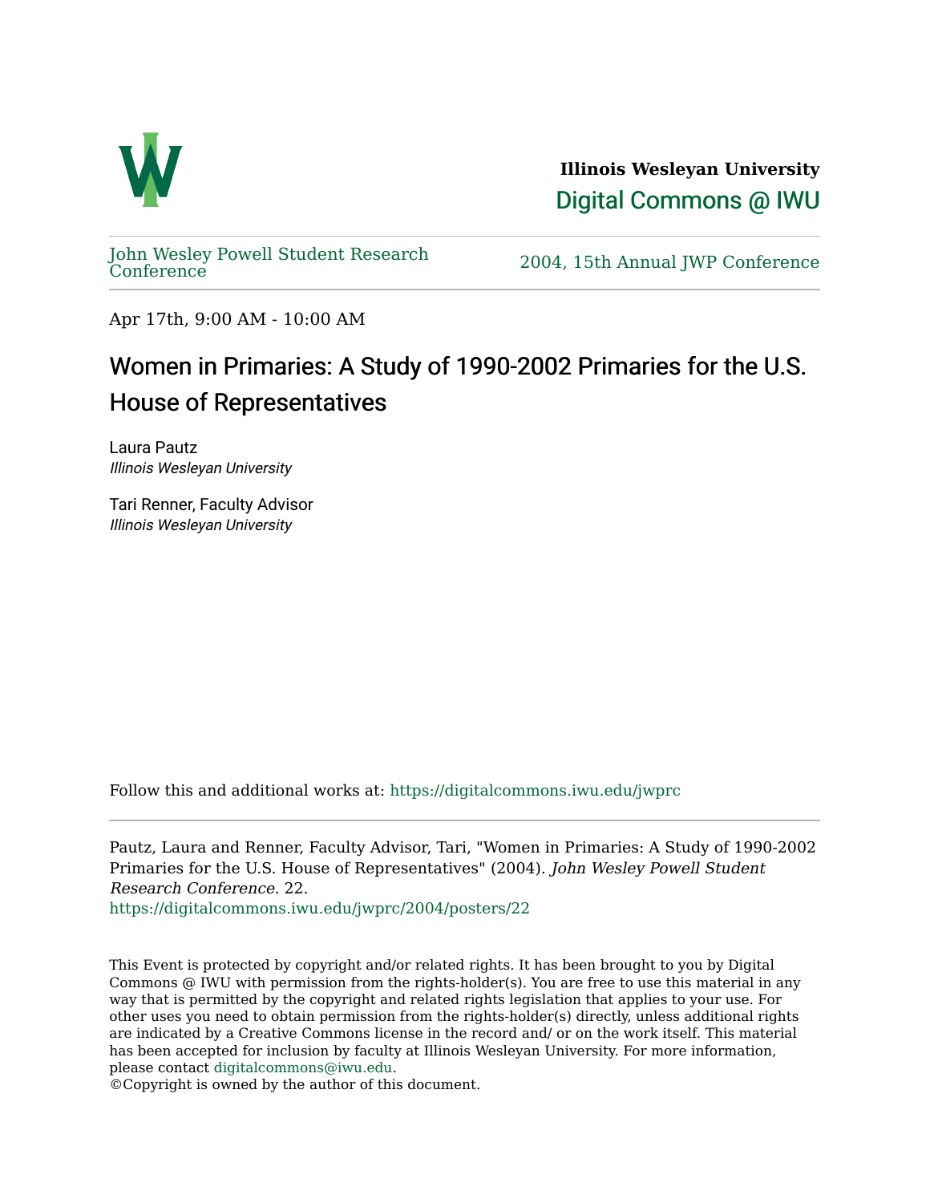**Illinois Wesleyan University**

Digital Commons @ IWU

John Wesley Powell Student Research Conference

2004, 15th Annual JWP Conference

Apr 17th, 9:00 AM - 10:00 AM

# Women in Primaries: A Study of 1990-2002 Primaries for the U.S. House of Representatives

Laura Pautz
*Illinois Wesleyan University*

Tari Renner, Faculty Advisor
*Illinois Wesleyan University*

Follow this and additional works at: https://digitalcommons.iwu.edu/jwprc

Pautz, Laura and Renner, Faculty Advisor, Tari, "Women in Primaries: A Study of 1990-2002 Primaries for the U.S. House of Representatives" (2004). *John Wesley Powell Student Research Conference*. 22.
https://digitalcommons.iwu.edu/jwprc/2004/posters/22

This Event is protected by copyright and/or related rights. It has been brought to you by Digital Commons @ IWU with permission from the rights-holder(s). You are free to use this material in any way that is permitted by the copyright and related rights legislation that applies to your use. For other uses you need to obtain permission from the rights-holder(s) directly, unless additional rights are indicated by a Creative Commons license in the record and/ or on the work itself. This material has been accepted for inclusion by faculty at Illinois Wesleyan University. For more information, please contact digitalcommons@iwu.edu.
©Copyright is owned by the author of this document.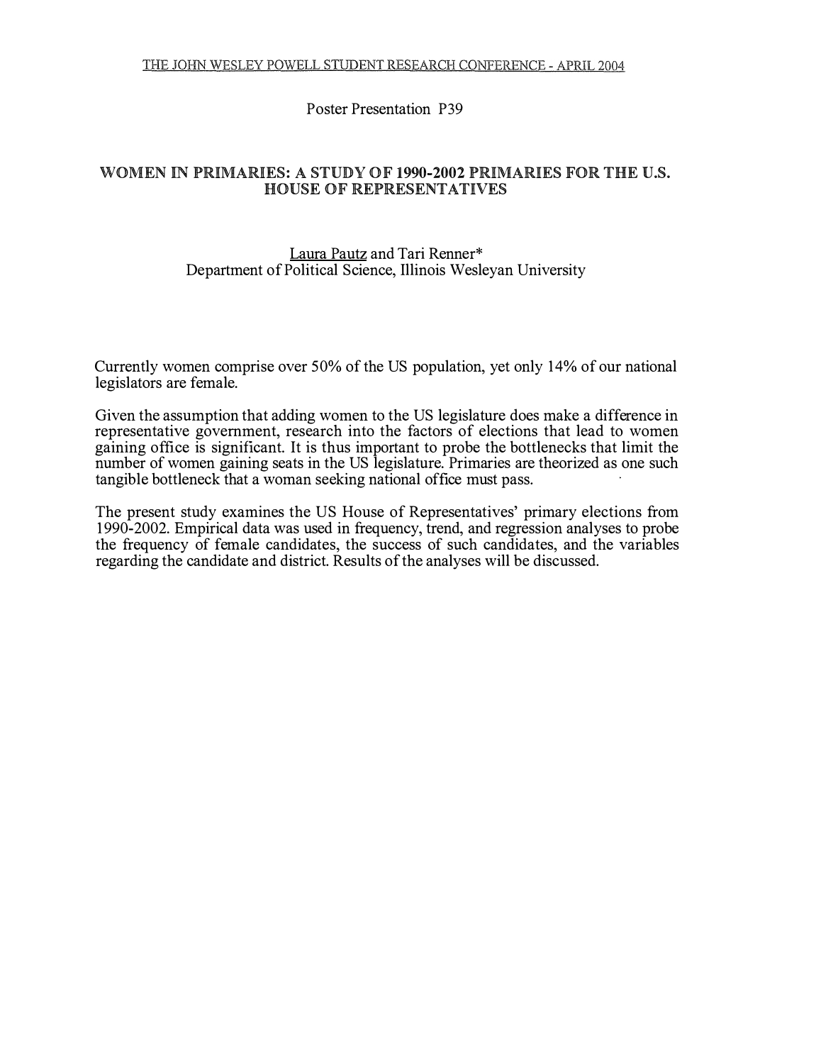Poster Presentation P39

# WOMEN IN PRIMARIES: A STUDY OF 1990-2002 PRIMARIES FOR THE U.S. HOUSE OF REPRESENTATIVES

Laura Pautz and Tari Renner*
Department of Political Science, Illinois Wesleyan University

Currently women comprise over 50% of the US population, yet only 14% of our national legislators are female.

Given the assumption that adding women to the US legislature does make a difference in representative government, research into the factors of elections that lead to women gaining office is significant. It is thus important to probe the bottlenecks that limit the number of women gaining seats in the US legislature. Primaries are theorized as one such tangible bottleneck that a woman seeking national office must pass.

The present study examines the US House of Representatives' primary elections from 1990-2002. Empirical data was used in frequency, trend, and regression analyses to probe the frequency of female candidates, the success of such candidates, and the variables regarding the candidate and district. Results of the analyses will be discussed.